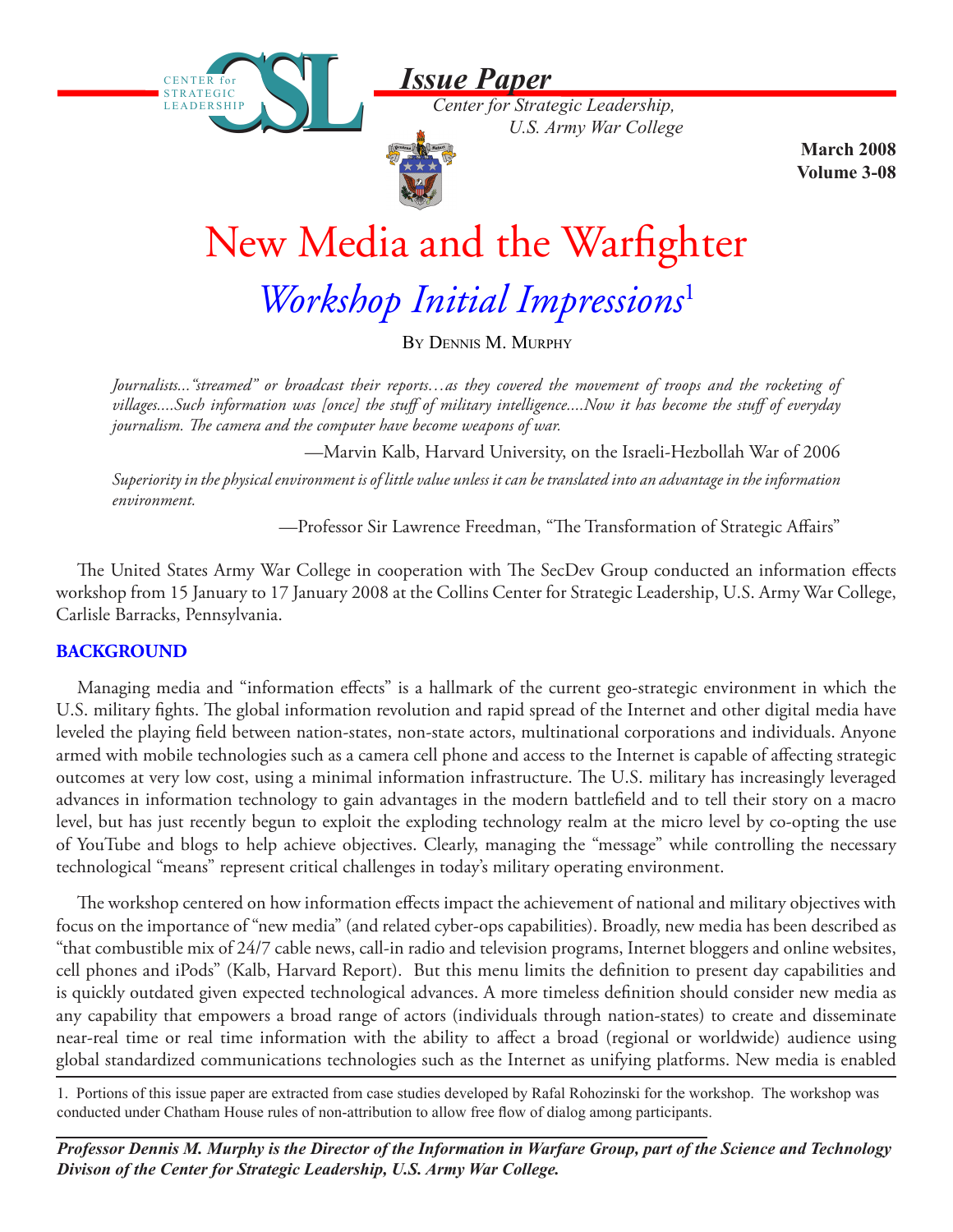*Issue Paper*

*Center for Strategic Leadership, U.S. Army War College*

**March 2008**
**Volume 3-08**

# New Media and the Warfighter

## *Workshop Initial Impressions*[1]

By Dennis M. Murphy

*Journalists..."streamed" or broadcast their reports…as they covered the movement of troops and the rocketing of villages....Such information was [once] the stuff of military intelligence....Now it has become the stuff of everyday journalism. The camera and the computer have become weapons of war.*

—Marvin Kalb, Harvard University, on the Israeli-Hezbollah War of 2006

*Superiority in the physical environment is of little value unless it can be translated into an advantage in the information environment.*

—Professor Sir Lawrence Freedman, "The Transformation of Strategic Affairs"

The United States Army War College in cooperation with The SecDev Group conducted an information effects workshop from 15 January to 17 January 2008 at the Collins Center for Strategic Leadership, U.S. Army War College, Carlisle Barracks, Pennsylvania.

### BACKGROUND

Managing media and "information effects" is a hallmark of the current geo-strategic environment in which the U.S. military fights. The global information revolution and rapid spread of the Internet and other digital media have leveled the playing field between nation-states, non-state actors, multinational corporations and individuals. Anyone armed with mobile technologies such as a camera cell phone and access to the Internet is capable of affecting strategic outcomes at very low cost, using a minimal information infrastructure. The U.S. military has increasingly leveraged advances in information technology to gain advantages in the modern battlefield and to tell their story on a macro level, but has just recently begun to exploit the exploding technology realm at the micro level by co-opting the use of YouTube and blogs to help achieve objectives. Clearly, managing the "message" while controlling the necessary technological "means" represent critical challenges in today's military operating environment.

The workshop centered on how information effects impact the achievement of national and military objectives with focus on the importance of "new media" (and related cyber-ops capabilities). Broadly, new media has been described as "that combustible mix of 24/7 cable news, call-in radio and television programs, Internet bloggers and online websites, cell phones and iPods" (Kalb, Harvard Report). But this menu limits the definition to present day capabilities and is quickly outdated given expected technological advances. A more timeless definition should consider new media as any capability that empowers a broad range of actors (individuals through nation-states) to create and disseminate near-real time or real time information with the ability to affect a broad (regional or worldwide) audience using global standardized communications technologies such as the Internet as unifying platforms. New media is enabled

1. Portions of this issue paper are extracted from case studies developed by Rafal Rohozinski for the workshop. The workshop was conducted under Chatham House rules of non-attribution to allow free flow of dialog among participants.

***Professor Dennis M. Murphy is the Director of the Information in Warfare Group, part of the Science and Technology Divison of the Center for Strategic Leadership, U.S. Army War College.***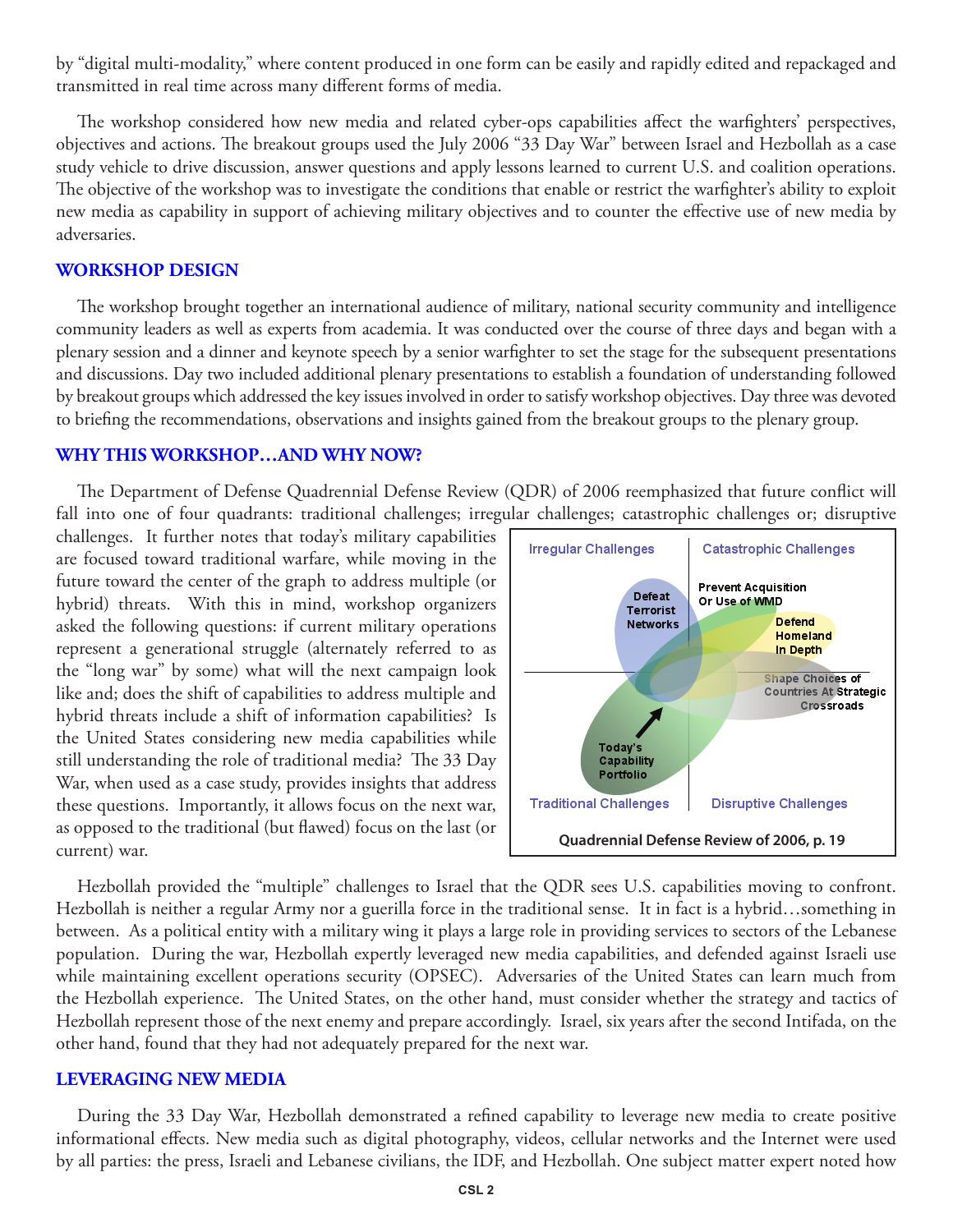by "digital multi-modality," where content produced in one form can be easily and rapidly edited and repackaged and transmitted in real time across many different forms of media.

The workshop considered how new media and related cyber-ops capabilities affect the warfighters' perspectives, objectives and actions. The breakout groups used the July 2006 "33 Day War" between Israel and Hezbollah as a case study vehicle to drive discussion, answer questions and apply lessons learned to current U.S. and coalition operations. The objective of the workshop was to investigate the conditions that enable or restrict the warfighter's ability to exploit new media as capability in support of achieving military objectives and to counter the effective use of new media by adversaries.

## WORKSHOP DESIGN

The workshop brought together an international audience of military, national security community and intelligence community leaders as well as experts from academia. It was conducted over the course of three days and began with a plenary session and a dinner and keynote speech by a senior warfighter to set the stage for the subsequent presentations and discussions. Day two included additional plenary presentations to establish a foundation of understanding followed by breakout groups which addressed the key issues involved in order to satisfy workshop objectives. Day three was devoted to briefing the recommendations, observations and insights gained from the breakout groups to the plenary group.

## WHY THIS WORKSHOP…AND WHY NOW?

The Department of Defense Quadrennial Defense Review (QDR) of 2006 reemphasized that future conflict will fall into one of four quadrants: traditional challenges; irregular challenges; catastrophic challenges or; disruptive challenges. It further notes that today's military capabilities are focused toward traditional warfare, while moving in the future toward the center of the graph to address multiple (or hybrid) threats. With this in mind, workshop organizers asked the following questions: if current military operations represent a generational struggle (alternately referred to as the "long war" by some) what will the next campaign look like and; does the shift of capabilities to address multiple and hybrid threats include a shift of information capabilities? Is the United States considering new media capabilities while still understanding the role of traditional media? The 33 Day War, when used as a case study, provides insights that address these questions. Importantly, it allows focus on the next war, as opposed to the traditional (but flawed) focus on the last (or current) war.

Quadrennial Defense Review of 2006, p. 19

Hezbollah provided the "multiple" challenges to Israel that the QDR sees U.S. capabilities moving to confront. Hezbollah is neither a regular Army nor a guerilla force in the traditional sense. It in fact is a hybrid…something in between. As a political entity with a military wing it plays a large role in providing services to sectors of the Lebanese population. During the war, Hezbollah expertly leveraged new media capabilities, and defended against Israeli use while maintaining excellent operations security (OPSEC). Adversaries of the United States can learn much from the Hezbollah experience. The United States, on the other hand, must consider whether the strategy and tactics of Hezbollah represent those of the next enemy and prepare accordingly. Israel, six years after the second Intifada, on the other hand, found that they had not adequately prepared for the next war.

## LEVERAGING NEW MEDIA

During the 33 Day War, Hezbollah demonstrated a refined capability to leverage new media to create positive informational effects. New media such as digital photography, videos, cellular networks and the Internet were used by all parties: the press, Israeli and Lebanese civilians, the IDF, and Hezbollah. One subject matter expert noted how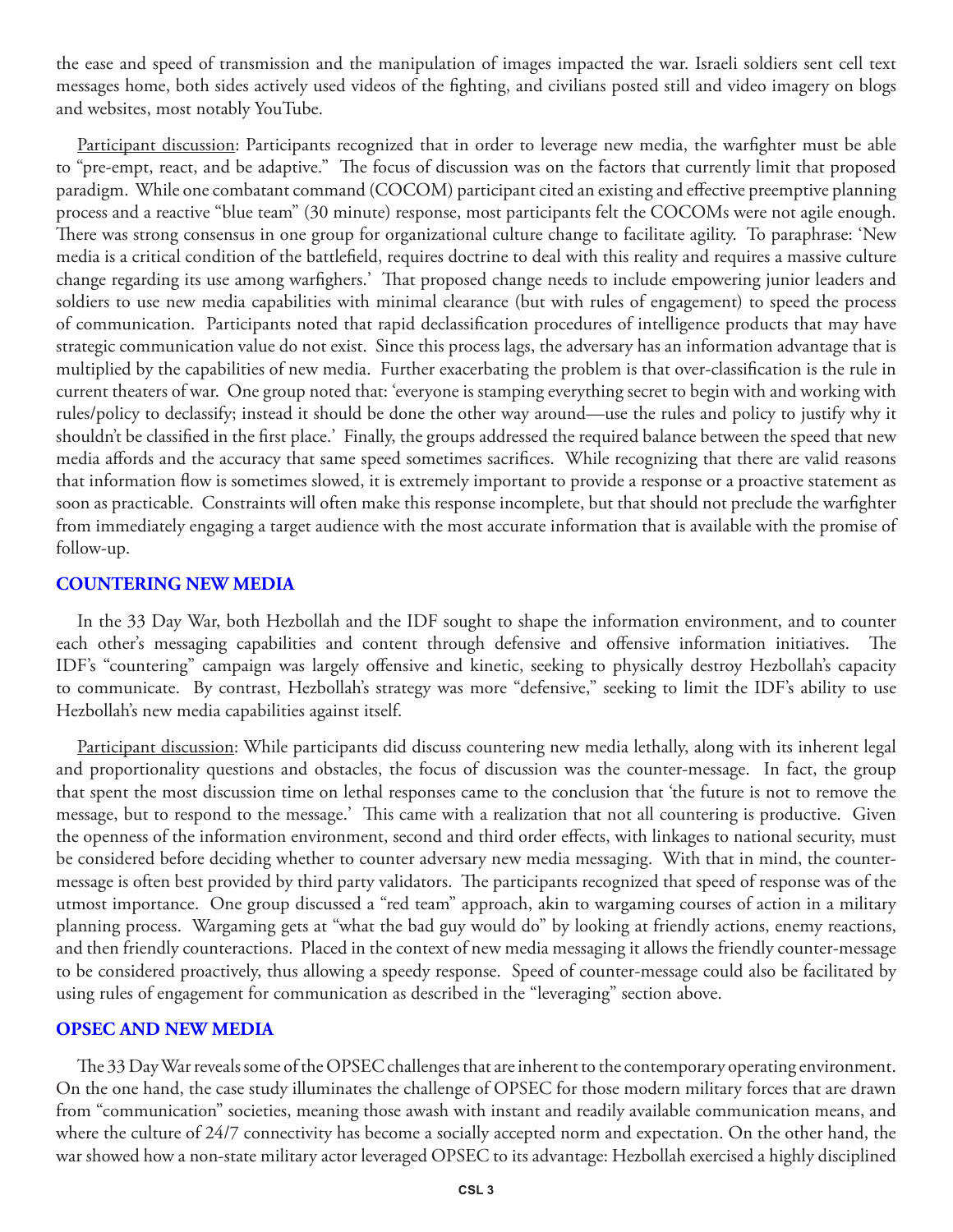the ease and speed of transmission and the manipulation of images impacted the war. Israeli soldiers sent cell text messages home, both sides actively used videos of the fighting, and civilians posted still and video imagery on blogs and websites, most notably YouTube.

Participant discussion: Participants recognized that in order to leverage new media, the warfighter must be able to "pre-empt, react, and be adaptive." The focus of discussion was on the factors that currently limit that proposed paradigm. While one combatant command (COCOM) participant cited an existing and effective preemptive planning process and a reactive "blue team" (30 minute) response, most participants felt the COCOMs were not agile enough. There was strong consensus in one group for organizational culture change to facilitate agility. To paraphrase: 'New media is a critical condition of the battlefield, requires doctrine to deal with this reality and requires a massive culture change regarding its use among warfighers.' That proposed change needs to include empowering junior leaders and soldiers to use new media capabilities with minimal clearance (but with rules of engagement) to speed the process of communication. Participants noted that rapid declassification procedures of intelligence products that may have strategic communication value do not exist. Since this process lags, the adversary has an information advantage that is multiplied by the capabilities of new media. Further exacerbating the problem is that over-classification is the rule in current theaters of war. One group noted that: 'everyone is stamping everything secret to begin with and working with rules/policy to declassify; instead it should be done the other way around—use the rules and policy to justify why it shouldn't be classified in the first place.' Finally, the groups addressed the required balance between the speed that new media affords and the accuracy that same speed sometimes sacrifices. While recognizing that there are valid reasons that information flow is sometimes slowed, it is extremely important to provide a response or a proactive statement as soon as practicable. Constraints will often make this response incomplete, but that should not preclude the warfighter from immediately engaging a target audience with the most accurate information that is available with the promise of follow-up.

## COUNTERING NEW MEDIA

In the 33 Day War, both Hezbollah and the IDF sought to shape the information environment, and to counter each other's messaging capabilities and content through defensive and offensive information initiatives. The IDF's "countering" campaign was largely offensive and kinetic, seeking to physically destroy Hezbollah's capacity to communicate. By contrast, Hezbollah's strategy was more "defensive," seeking to limit the IDF's ability to use Hezbollah's new media capabilities against itself.

Participant discussion: While participants did discuss countering new media lethally, along with its inherent legal and proportionality questions and obstacles, the focus of discussion was the counter-message. In fact, the group that spent the most discussion time on lethal responses came to the conclusion that 'the future is not to remove the message, but to respond to the message.' This came with a realization that not all countering is productive. Given the openness of the information environment, second and third order effects, with linkages to national security, must be considered before deciding whether to counter adversary new media messaging. With that in mind, the counter-message is often best provided by third party validators. The participants recognized that speed of response was of the utmost importance. One group discussed a "red team" approach, akin to wargaming courses of action in a military planning process. Wargaming gets at "what the bad guy would do" by looking at friendly actions, enemy reactions, and then friendly counteractions. Placed in the context of new media messaging it allows the friendly counter-message to be considered proactively, thus allowing a speedy response. Speed of counter-message could also be facilitated by using rules of engagement for communication as described in the "leveraging" section above.

## OPSEC AND NEW MEDIA

The 33 Day War reveals some of the OPSEC challenges that are inherent to the contemporary operating environment. On the one hand, the case study illuminates the challenge of OPSEC for those modern military forces that are drawn from "communication" societies, meaning those awash with instant and readily available communication means, and where the culture of 24/7 connectivity has become a socially accepted norm and expectation. On the other hand, the war showed how a non-state military actor leveraged OPSEC to its advantage: Hezbollah exercised a highly disciplined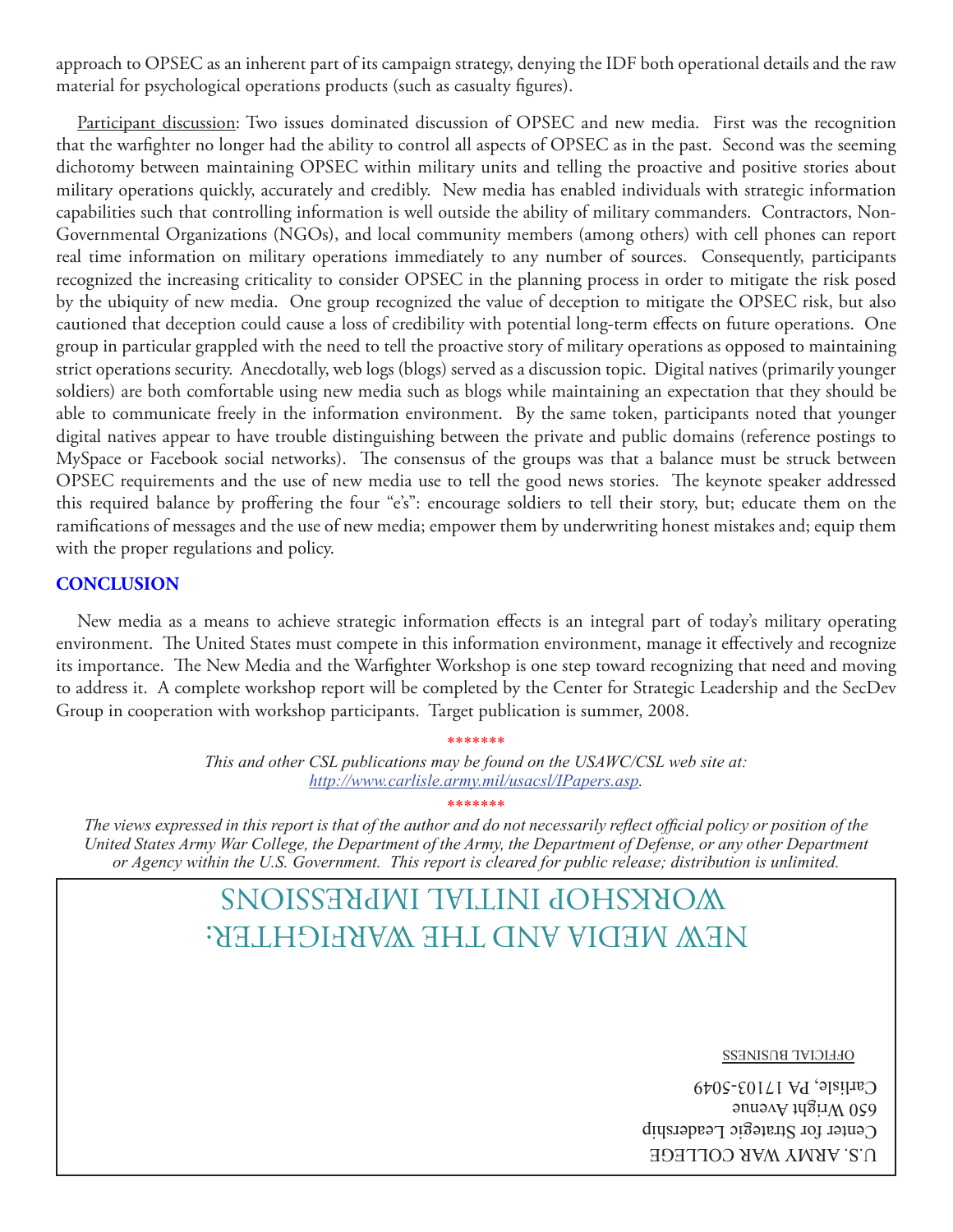approach to OPSEC as an inherent part of its campaign strategy, denying the IDF both operational details and the raw material for psychological operations products (such as casualty figures).

Participant discussion: Two issues dominated discussion of OPSEC and new media. First was the recognition that the warfighter no longer had the ability to control all aspects of OPSEC as in the past. Second was the seeming dichotomy between maintaining OPSEC within military units and telling the proactive and positive stories about military operations quickly, accurately and credibly. New media has enabled individuals with strategic information capabilities such that controlling information is well outside the ability of military commanders. Contractors, Non-Governmental Organizations (NGOs), and local community members (among others) with cell phones can report real time information on military operations immediately to any number of sources. Consequently, participants recognized the increasing criticality to consider OPSEC in the planning process in order to mitigate the risk posed by the ubiquity of new media. One group recognized the value of deception to mitigate the OPSEC risk, but also cautioned that deception could cause a loss of credibility with potential long-term effects on future operations. One group in particular grappled with the need to tell the proactive story of military operations as opposed to maintaining strict operations security. Anecdotally, web logs (blogs) served as a discussion topic. Digital natives (primarily younger soldiers) are both comfortable using new media such as blogs while maintaining an expectation that they should be able to communicate freely in the information environment. By the same token, participants noted that younger digital natives appear to have trouble distinguishing between the private and public domains (reference postings to MySpace or Facebook social networks). The consensus of the groups was that a balance must be struck between OPSEC requirements and the use of new media use to tell the good news stories. The keynote speaker addressed this required balance by proffering the four "e's": encourage soldiers to tell their story, but; educate them on the ramifications of messages and the use of new media; empower them by underwriting honest mistakes and; equip them with the proper regulations and policy.

## CONCLUSION

New media as a means to achieve strategic information effects is an integral part of today's military operating environment. The United States must compete in this information environment, manage it effectively and recognize its importance. The New Media and the Warfighter Workshop is one step toward recognizing that need and moving to address it. A complete workshop report will be completed by the Center for Strategic Leadership and the SecDev Group in cooperation with workshop participants. Target publication is summer, 2008.

\*\*\*\*\*\*\*

*This and other CSL publications may be found on the USAWC/CSL web site at: http://www.carlisle.army.mil/usacsl/IPapers.asp.*

\*\*\*\*\*\*\*

*The views expressed in this report is that of the author and do not necessarily reflect official policy or position of the United States Army War College, the Department of the Army, the Department of Defense, or any other Department or Agency within the U.S. Government. This report is cleared for public release; distribution is unlimited.*

NEW MEDIA AND THE WARFIGHTER:
WORKSHOP INITIAL IMPRESSIONS

U.S. ARMY WAR COLLEGE
Center for Strategic Leadership
650 Wright Avenue
Carlisle, PA 17103-5049

OFFICIAL BUSINESS